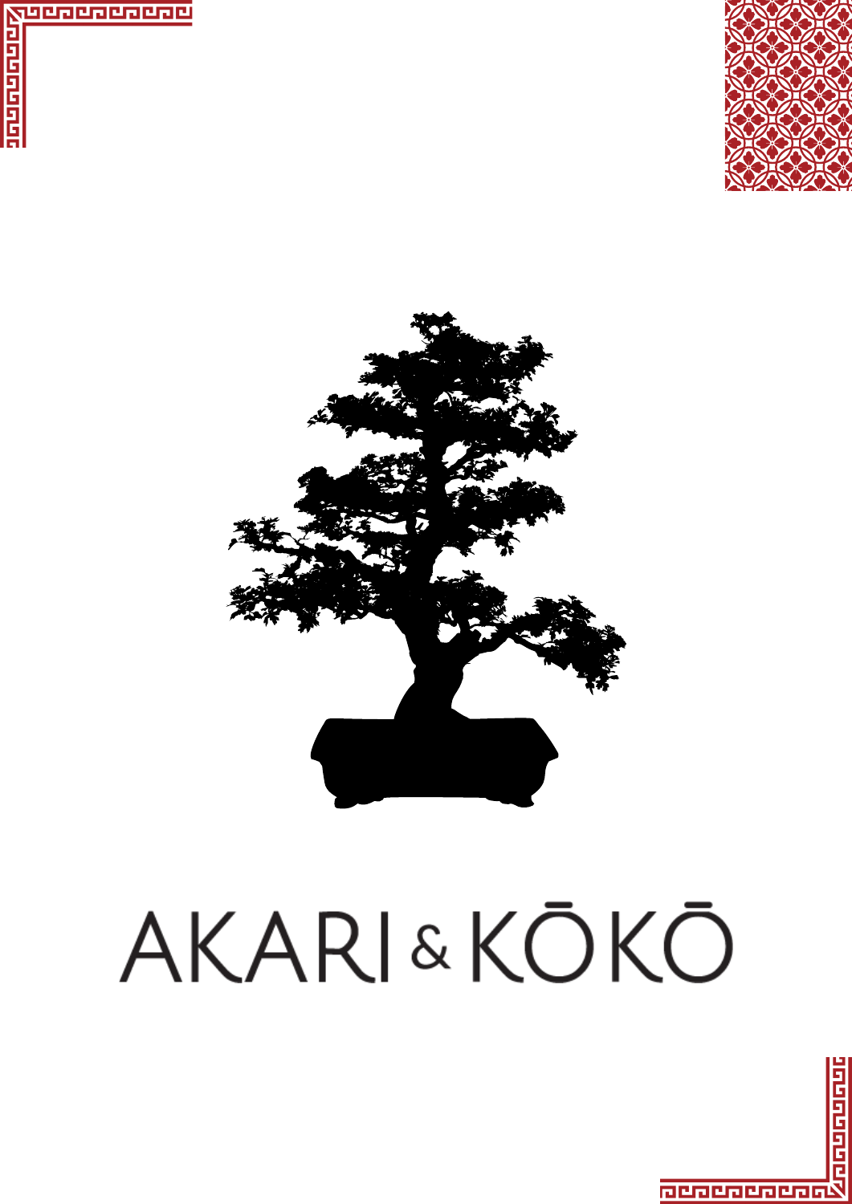# AKARI & KŌKŌ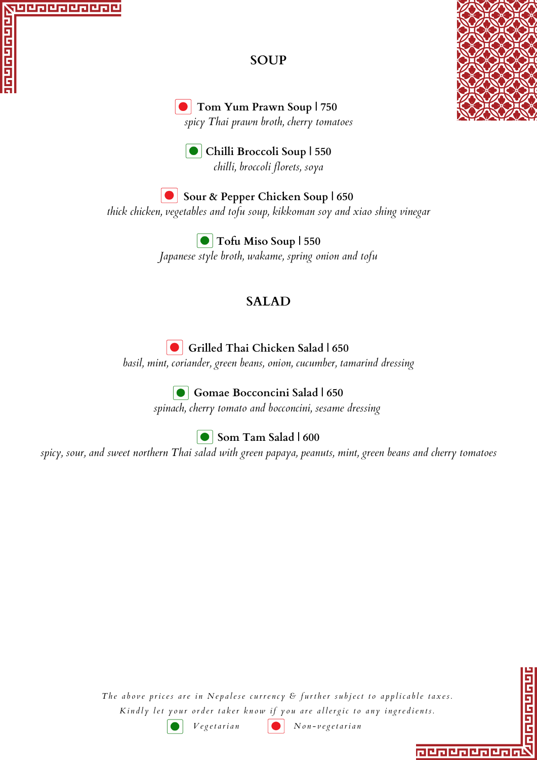## SOUP

🔴 **Tom Yum Prawn Soup | 750**
*spicy Thai prawn broth, cherry tomatoes*

🟢 **Chilli Broccoli Soup | 550**
*chilli, broccoli florets, soya*

🔴 **Sour & Pepper Chicken Soup | 650**
*thick chicken, vegetables and tofu soup, kikkoman soy and xiao shing vinegar*

🟢 **Tofu Miso Soup | 550**
*Japanese style broth, wakame, spring onion and tofu*

## SALAD

🔴 **Grilled Thai Chicken Salad | 650**
*basil, mint, coriander, green beans, onion, cucumber, tamarind dressing*

🟢 **Gomae Bocconcini Salad | 650**
*spinach, cherry tomato and bocconcini, sesame dressing*

🟢 **Som Tam Salad | 600**
*spicy, sour, and sweet northern Thai salad with green papaya, peanuts, mint, green beans and cherry tomatoes*

*The above prices are in Nepalese currency & further subject to applicable taxes.*
*Kindly let your order taker know if you are allergic to any ingredients.*

🟢 Vegetarian 🔴 Non-vegetarian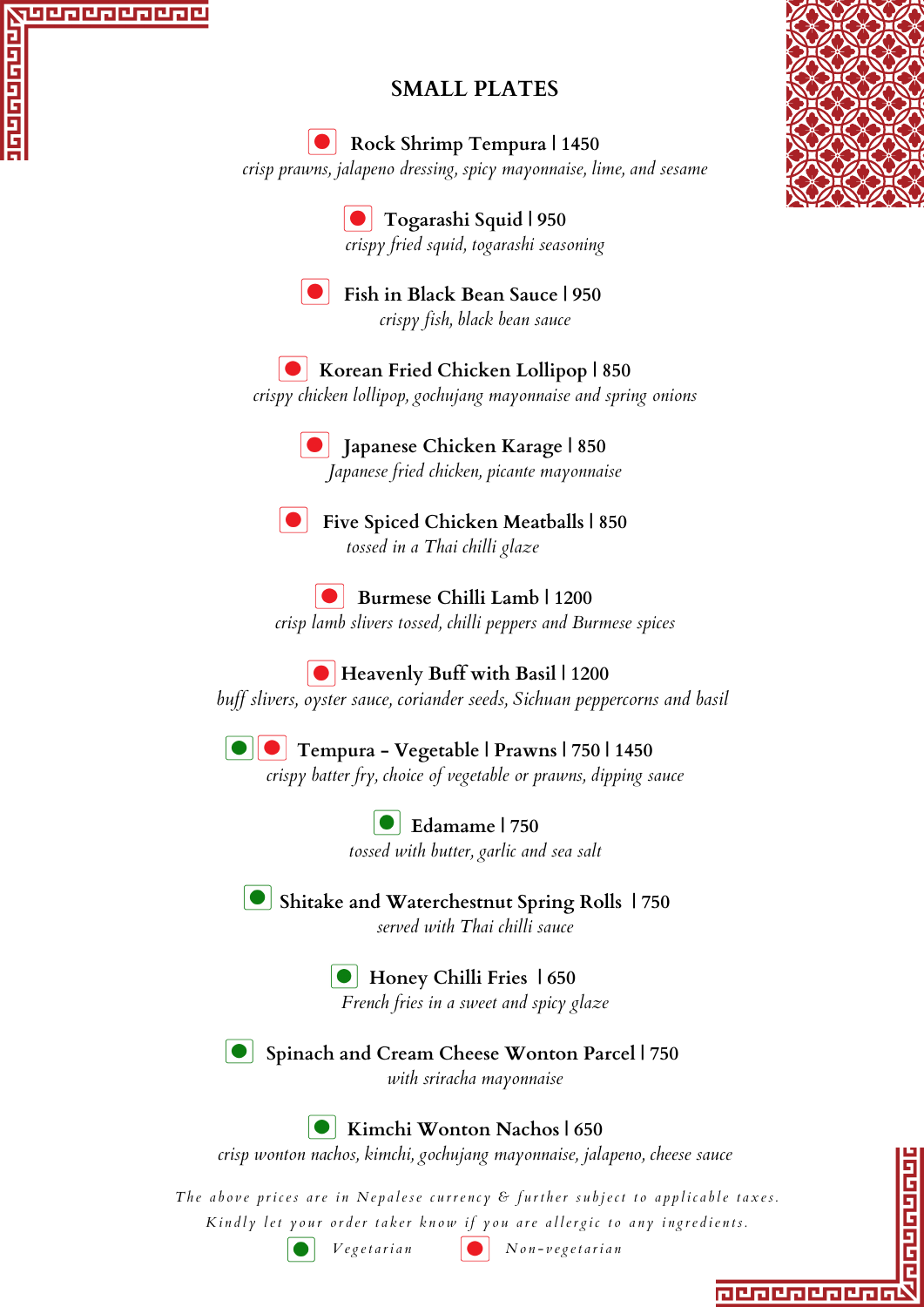## SMALL PLATES

**Rock Shrimp Tempura | 1450**
*crisp prawns, jalapeno dressing, spicy mayonnaise, lime, and sesame*

**Togarashi Squid | 950**
*crispy fried squid, togarashi seasoning*

**Fish in Black Bean Sauce | 950**
*crispy fish, black bean sauce*

**Korean Fried Chicken Lollipop | 850**
*crispy chicken lollipop, gochujang mayonnaise and spring onions*

**Japanese Chicken Karage | 850**
*Japanese fried chicken, picante mayonnaise*

**Five Spiced Chicken Meatballs | 850**
*tossed in a Thai chilli glaze*

**Burmese Chilli Lamb | 1200**
*crisp lamb slivers tossed, chilli peppers and Burmese spices*

**Heavenly Buff with Basil | 1200**
*buff slivers, oyster sauce, coriander seeds, Sichuan peppercorns and basil*

**Tempura - Vegetable | Prawns | 750 | 1450**
*crispy batter fry, choice of vegetable or prawns, dipping sauce*

**Edamame | 750**
*tossed with butter, garlic and sea salt*

**Shitake and Waterchestnut Spring Rolls | 750**
*served with Thai chilli sauce*

**Honey Chilli Fries | 650**
*French fries in a sweet and spicy glaze*

**Spinach and Cream Cheese Wonton Parcel | 750**
*with sriracha mayonnaise*

**Kimchi Wonton Nachos | 650**
*crisp wonton nachos, kimchi, gochujang mayonnaise, jalapeno, cheese sauce*

*The above prices are in Nepalese currency & further subject to applicable taxes.*
*Kindly let your order taker know if you are allergic to any ingredients.*

Vegetarian | Non-vegetarian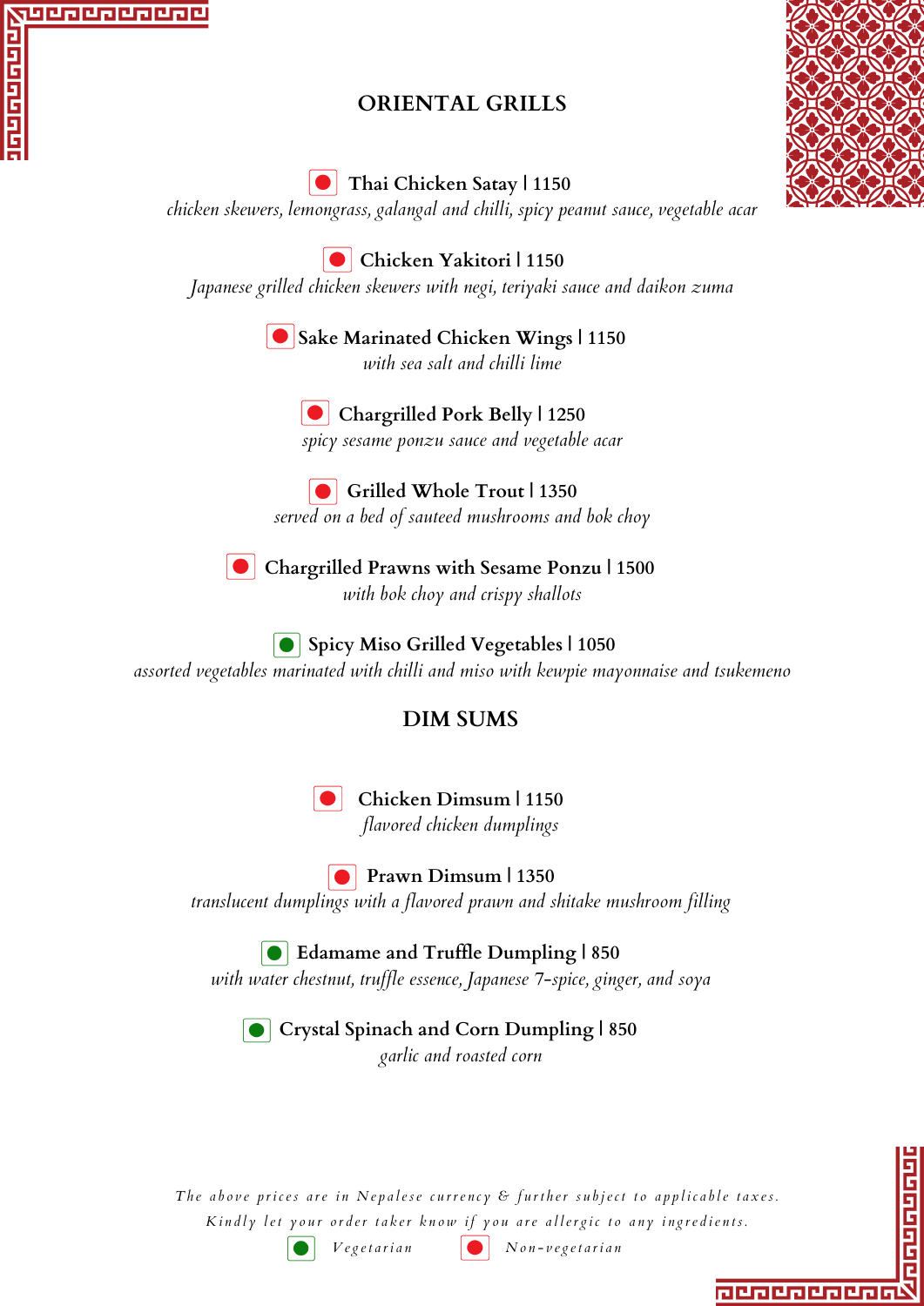## ORIENTAL GRILLS

**Thai Chicken Satay | 1150**
*chicken skewers, lemongrass, galangal and chilli, spicy peanut sauce, vegetable acar*

**Chicken Yakitori | 1150**
*Japanese grilled chicken skewers with negi, teriyaki sauce and daikon zuma*

**Sake Marinated Chicken Wings | 1150**
*with sea salt and chilli lime*

**Chargrilled Pork Belly | 1250**
*spicy sesame ponzu sauce and vegetable acar*

**Grilled Whole Trout | 1350**
*served on a bed of sauteed mushrooms and bok choy*

**Chargrilled Prawns with Sesame Ponzu | 1500**
*with bok choy and crispy shallots*

**Spicy Miso Grilled Vegetables | 1050**
*assorted vegetables marinated with chilli and miso with kewpie mayonnaise and tsukemeno*

## DIM SUMS

**Chicken Dimsum | 1150**
*flavored chicken dumplings*

**Prawn Dimsum | 1350**
*translucent dumplings with a flavored prawn and shitake mushroom filling*

**Edamame and Truffle Dumpling | 850**
*with water chestnut, truffle essence, Japanese 7-spice, ginger, and soya*

**Crystal Spinach and Corn Dumpling | 850**
*garlic and roasted corn*

*The above prices are in Nepalese currency & further subject to applicable taxes.*
*Kindly let your order taker know if you are allergic to any ingredients.*

🟢 Vegetarian 🔴 Non-vegetarian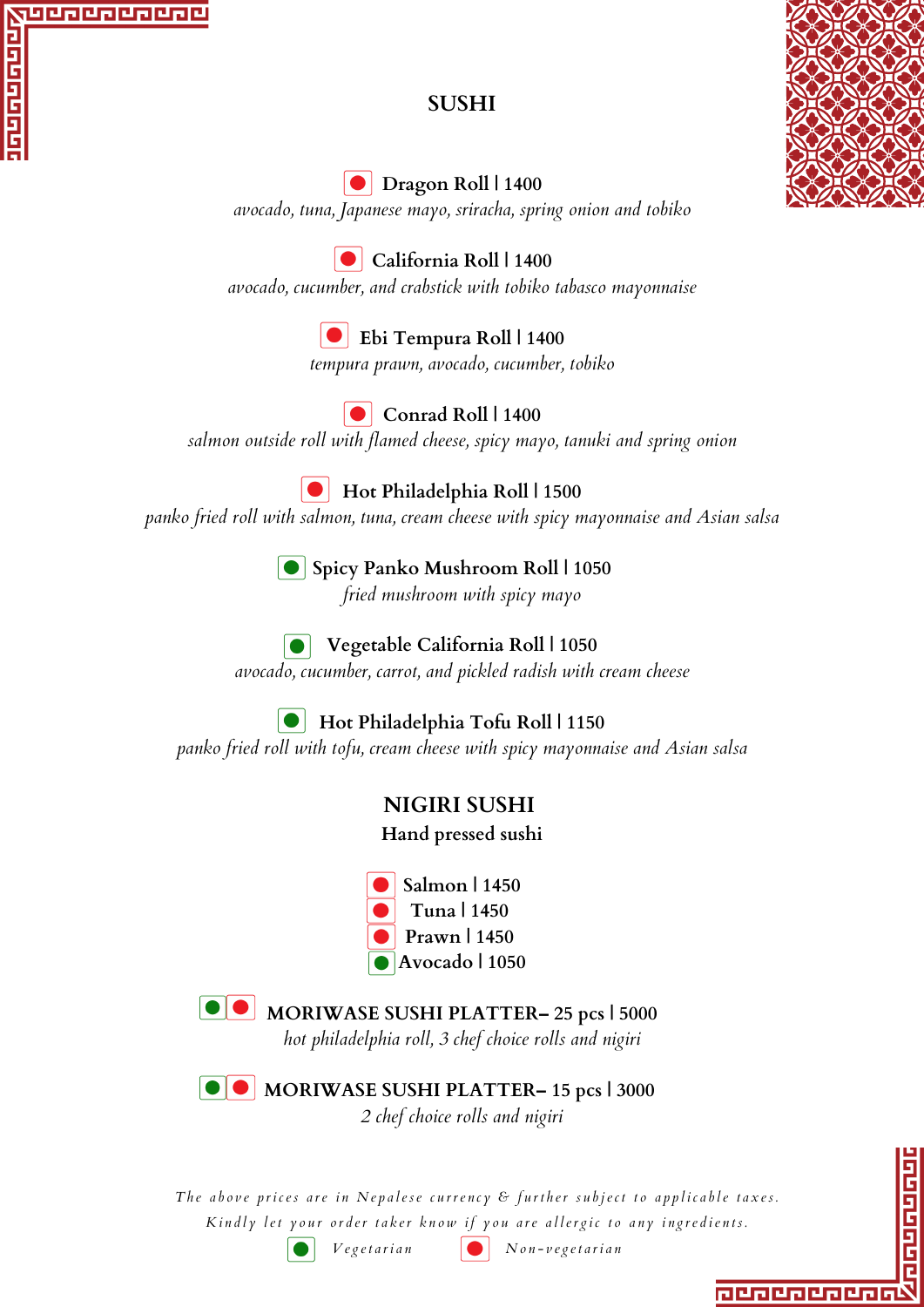# SUSHI

🔴 **Dragon Roll | 1400**
*avocado, tuna, Japanese mayo, sriracha, spring onion and tobiko*

🔴 **California Roll | 1400**
*avocado, cucumber, and crabstick with tobiko tabasco mayonnaise*

🔴 **Ebi Tempura Roll | 1400**
*tempura prawn, avocado, cucumber, tobiko*

🔴 **Conrad Roll | 1400**
*salmon outside roll with flamed cheese, spicy mayo, tanuki and spring onion*

🔴 **Hot Philadelphia Roll | 1500**
*panko fried roll with salmon, tuna, cream cheese with spicy mayonnaise and Asian salsa*

🟢 **Spicy Panko Mushroom Roll | 1050**
*fried mushroom with spicy mayo*

🟢 **Vegetable California Roll | 1050**
*avocado, cucumber, carrot, and pickled radish with cream cheese*

🟢 **Hot Philadelphia Tofu Roll | 1150**
*panko fried roll with tofu, cream cheese with spicy mayonnaise and Asian salsa*

## NIGIRI SUSHI

**Hand pressed sushi**

🔴 **Salmon | 1450**
🔴 **Tuna | 1450**
🔴 **Prawn | 1450**
🟢 **Avocado | 1050**

🟢🔴 **MORIWASE SUSHI PLATTER– 25 pcs | 5000**
*hot philadelphia roll, 3 chef choice rolls and nigiri*

🟢🔴 **MORIWASE SUSHI PLATTER– 15 pcs | 3000**
*2 chef choice rolls and nigiri*

*The above prices are in Nepalese currency & further subject to applicable taxes.*
*Kindly let your order taker know if you are allergic to any ingredients.*

🟢 *Vegetarian* 🔴 *Non-vegetarian*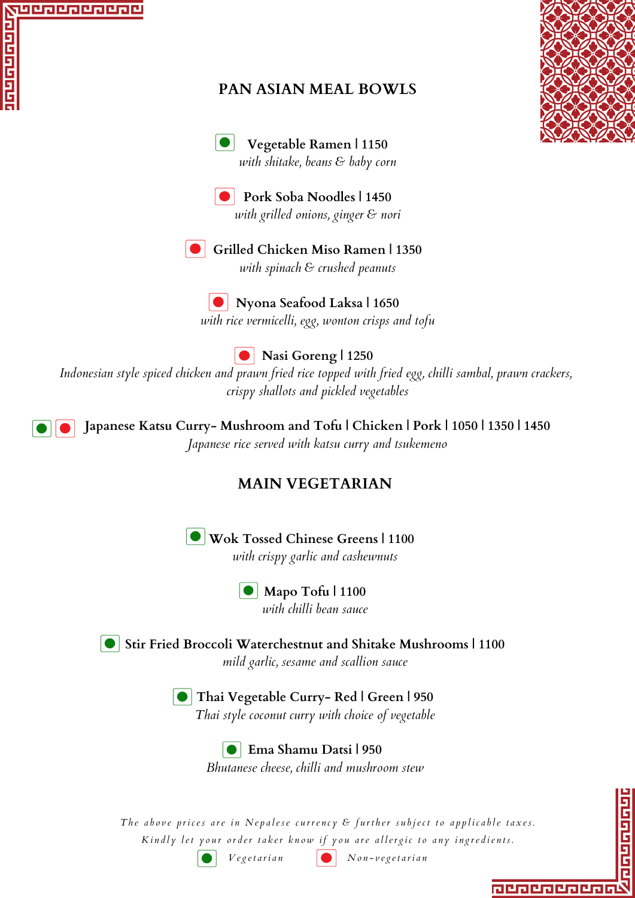## PAN ASIAN MEAL BOWLS

**Vegetable Ramen | 1150**
*with shitake, beans & baby corn*

**Pork Soba Noodles | 1450**
*with grilled onions, ginger & nori*

**Grilled Chicken Miso Ramen | 1350**
*with spinach & crushed peanuts*

**Nyona Seafood Laksa | 1650**
*with rice vermicelli, egg, wonton crisps and tofu*

**Nasi Goreng | 1250**
*Indonesian style spiced chicken and prawn fried rice topped with fried egg, chilli sambal, prawn crackers, crispy shallots and pickled vegetables*

**Japanese Katsu Curry- Mushroom and Tofu | Chicken | Pork | 1050 | 1350 | 1450**
*Japanese rice served with katsu curry and tsukemeno*

## MAIN VEGETARIAN

**Wok Tossed Chinese Greens | 1100**
*with crispy garlic and cashewnuts*

**Mapo Tofu | 1100**
*with chilli bean sauce*

**Stir Fried Broccoli Waterchestnut and Shitake Mushrooms | 1100**
*mild garlic, sesame and scallion sauce*

**Thai Vegetable Curry- Red | Green | 950**
*Thai style coconut curry with choice of vegetable*

**Ema Shamu Datsi | 950**
*Bhutanese cheese, chilli and mushroom stew*

*The above prices are in Nepalese currency & further subject to applicable taxes.*
*Kindly let your order taker know if you are allergic to any ingredients.*

Vegetarian   Non-vegetarian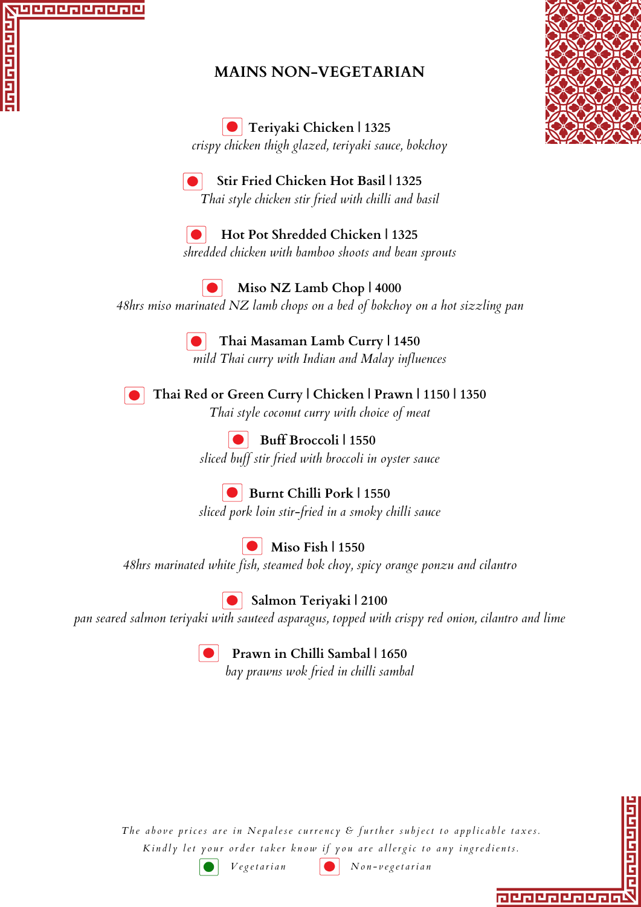## MAINS NON-VEGETARIAN

**Teriyaki Chicken | 1325**
*crispy chicken thigh glazed, teriyaki sauce, bokchoy*

**Stir Fried Chicken Hot Basil | 1325**
*Thai style chicken stir fried with chilli and basil*

**Hot Pot Shredded Chicken | 1325**
*shredded chicken with bamboo shoots and bean sprouts*

**Miso NZ Lamb Chop | 4000**
*48hrs miso marinated NZ lamb chops on a bed of bokchoy on a hot sizzling pan*

**Thai Masaman Lamb Curry | 1450**
*mild Thai curry with Indian and Malay influences*

**Thai Red or Green Curry | Chicken | Prawn | 1150 | 1350**
*Thai style coconut curry with choice of meat*

**Buff Broccoli | 1550**
*sliced buff stir fried with broccoli in oyster sauce*

**Burnt Chilli Pork | 1550**
*sliced pork loin stir-fried in a smoky chilli sauce*

**Miso Fish | 1550**
*48hrs marinated white fish, steamed bok choy, spicy orange ponzu and cilantro*

**Salmon Teriyaki | 2100**
*pan seared salmon teriyaki with sauteed asparagus, topped with crispy red onion, cilantro and lime*

**Prawn in Chilli Sambal | 1650**
*bay prawns wok fried in chilli sambal*

*The above prices are in Nepalese currency & further subject to applicable taxes.*
*Kindly let your order taker know if you are allergic to any ingredients.*

Vegetarian | Non-vegetarian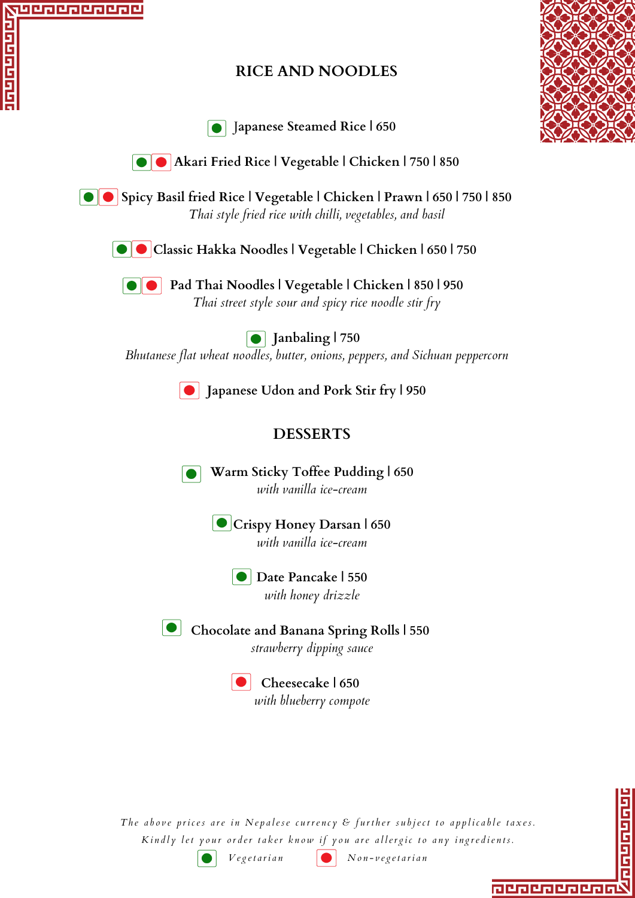## RICE AND NOODLES

Japanese Steamed Rice | 650

Akari Fried Rice | Vegetable | Chicken | 750 | 850

Spicy Basil fried Rice | Vegetable | Chicken | Prawn | 650 | 750 | 850
*Thai style fried rice with chilli, vegetables, and basil*

Classic Hakka Noodles | Vegetable | Chicken | 650 | 750

Pad Thai Noodles | Vegetable | Chicken | 850 | 950
*Thai street style sour and spicy rice noodle stir fry*

Janbaling | 750
*Bhutanese flat wheat noodles, butter, onions, peppers, and Sichuan peppercorn*

Japanese Udon and Pork Stir fry | 950

## DESSERTS

Warm Sticky Toffee Pudding | 650
*with vanilla ice-cream*

Crispy Honey Darsan | 650
*with vanilla ice-cream*

Date Pancake | 550
*with honey drizzle*

Chocolate and Banana Spring Rolls | 550
*strawberry dipping sauce*

Cheesecake | 650
*with blueberry compote*

*The above prices are in Nepalese currency & further subject to applicable taxes.*
*Kindly let your order taker know if you are allergic to any ingredients.*

Vegetarian    Non-vegetarian